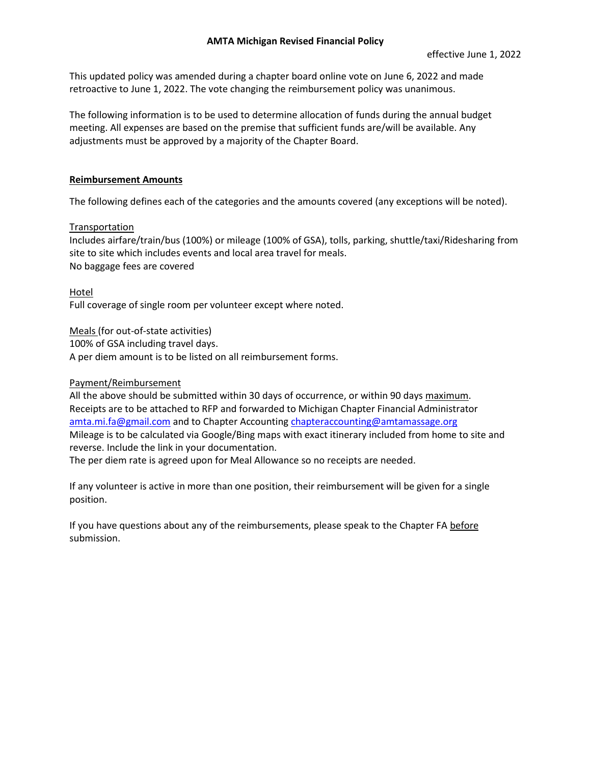# AMTA Michigan Revised Financial Policy

effective June 1, 2022

This updated policy was amended during a chapter board online vote on June 6, 2022 and made retroactive to June 1, 2022. The vote changing the reimbursement policy was unanimous.

The following information is to be used to determine allocation of funds during the annual budget meeting. All expenses are based on the premise that sufficient funds are/will be available. Any adjustments must be approved by a majority of the Chapter Board.

## Reimbursement Amounts

The following defines each of the categories and the amounts covered (any exceptions will be noted).

### Transportation

Includes airfare/train/bus (100%) or mileage (100% of GSA), tolls, parking, shuttle/taxi/Ridesharing from site to site which includes events and local area travel for meals.
No baggage fees are covered

### Hotel

Full coverage of single room per volunteer except where noted.

### Meals (for out-of-state activities)

100% of GSA including travel days.
A per diem amount is to be listed on all reimbursement forms.

### Payment/Reimbursement

All the above should be submitted within 30 days of occurrence, or within 90 days maximum.
Receipts are to be attached to RFP and forwarded to Michigan Chapter Financial Administrator amta.mi.fa@gmail.com and to Chapter Accounting chapteraccounting@amtamassage.org
Mileage is to be calculated via Google/Bing maps with exact itinerary included from home to site and reverse. Include the link in your documentation.
The per diem rate is agreed upon for Meal Allowance so no receipts are needed.

If any volunteer is active in more than one position, their reimbursement will be given for a single position.

If you have questions about any of the reimbursements, please speak to the Chapter FA before submission.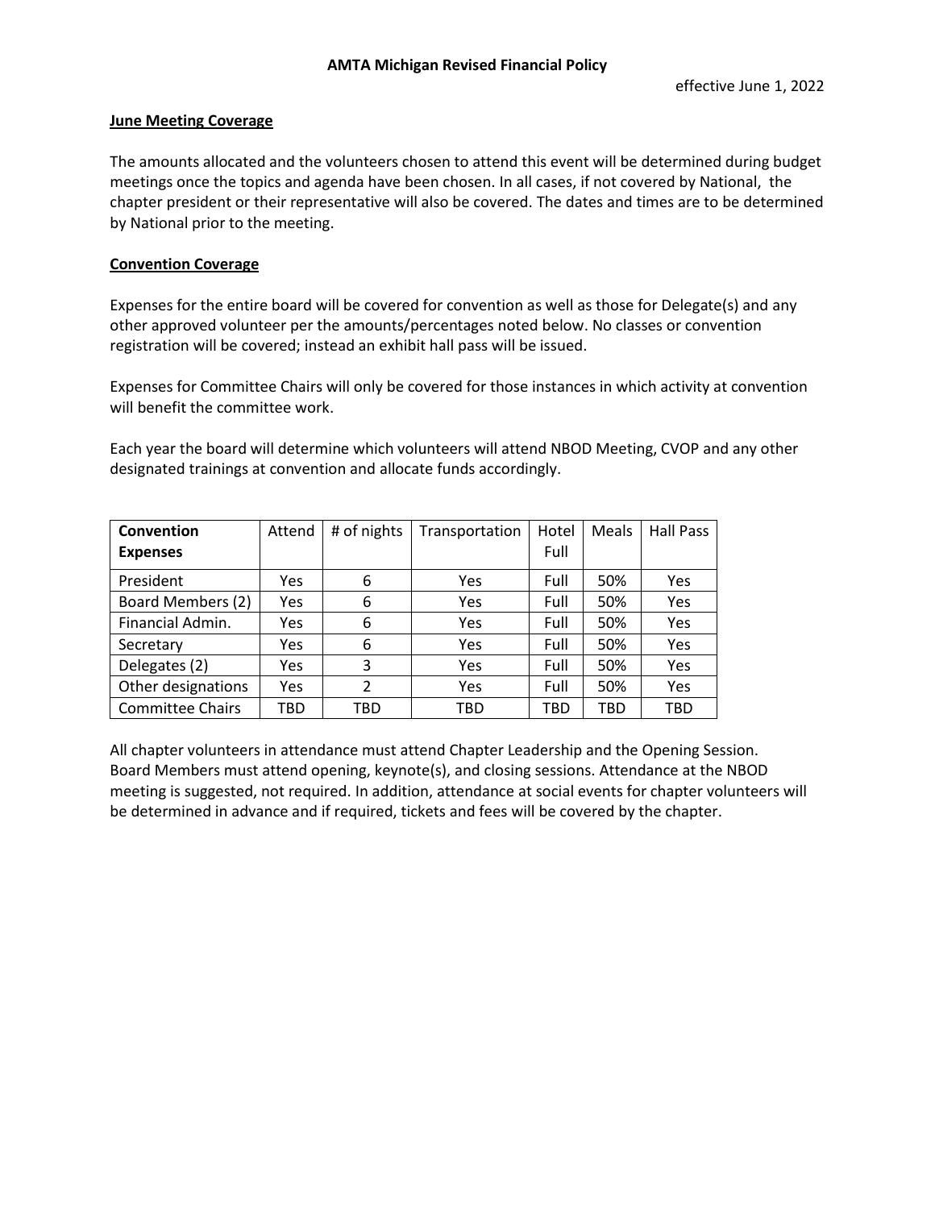**AMTA Michigan Revised Financial Policy**

effective June 1, 2022

**June Meeting Coverage**

The amounts allocated and the volunteers chosen to attend this event will be determined during budget meetings once the topics and agenda have been chosen. In all cases, if not covered by National, the chapter president or their representative will also be covered. The dates and times are to be determined by National prior to the meeting.

**Convention Coverage**

Expenses for the entire board will be covered for convention as well as those for Delegate(s) and any other approved volunteer per the amounts/percentages noted below. No classes or convention registration will be covered; instead an exhibit hall pass will be issued.

Expenses for Committee Chairs will only be covered for those instances in which activity at convention will benefit the committee work.

Each year the board will determine which volunteers will attend NBOD Meeting, CVOP and any other designated trainings at convention and allocate funds accordingly.

| **Convention Expenses** | Attend | # of nights | Transportation | Hotel Full | Meals | Hall Pass |
|---|---|---|---|---|---|---|
| President | Yes | 6 | Yes | Full | 50% | Yes |
| Board Members (2) | Yes | 6 | Yes | Full | 50% | Yes |
| Financial Admin. | Yes | 6 | Yes | Full | 50% | Yes |
| Secretary | Yes | 6 | Yes | Full | 50% | Yes |
| Delegates (2) | Yes | 3 | Yes | Full | 50% | Yes |
| Other designations | Yes | 2 | Yes | Full | 50% | Yes |
| Committee Chairs | TBD | TBD | TBD | TBD | TBD | TBD |

All chapter volunteers in attendance must attend Chapter Leadership and the Opening Session. Board Members must attend opening, keynote(s), and closing sessions. Attendance at the NBOD meeting is suggested, not required. In addition, attendance at social events for chapter volunteers will be determined in advance and if required, tickets and fees will be covered by the chapter.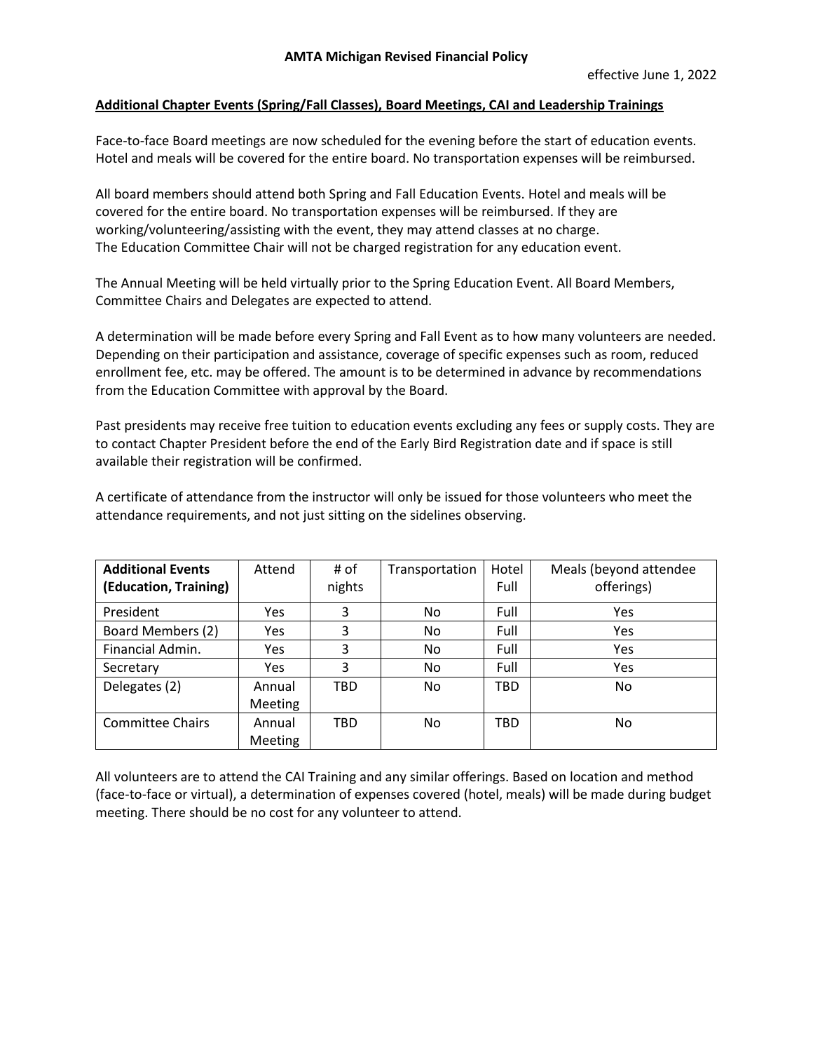**AMTA Michigan Revised Financial Policy**

effective June 1, 2022

**Additional Chapter Events (Spring/Fall Classes), Board Meetings, CAI and Leadership Trainings**

Face-to-face Board meetings are now scheduled for the evening before the start of education events. Hotel and meals will be covered for the entire board. No transportation expenses will be reimbursed.

All board members should attend both Spring and Fall Education Events. Hotel and meals will be covered for the entire board. No transportation expenses will be reimbursed. If they are working/volunteering/assisting with the event, they may attend classes at no charge.
The Education Committee Chair will not be charged registration for any education event.

The Annual Meeting will be held virtually prior to the Spring Education Event. All Board Members, Committee Chairs and Delegates are expected to attend.

A determination will be made before every Spring and Fall Event as to how many volunteers are needed. Depending on their participation and assistance, coverage of specific expenses such as room, reduced enrollment fee, etc. may be offered. The amount is to be determined in advance by recommendations from the Education Committee with approval by the Board.

Past presidents may receive free tuition to education events excluding any fees or supply costs. They are to contact Chapter President before the end of the Early Bird Registration date and if space is still available their registration will be confirmed.

A certificate of attendance from the instructor will only be issued for those volunteers who meet the attendance requirements, and not just sitting on the sidelines observing.

| **Additional Events (Education, Training)** | Attend | # of nights | Transportation | Hotel Full | Meals (beyond attendee offerings) |
|---|---|---|---|---|---|
| President | Yes | 3 | No | Full | Yes |
| Board Members (2) | Yes | 3 | No | Full | Yes |
| Financial Admin. | Yes | 3 | No | Full | Yes |
| Secretary | Yes | 3 | No | Full | Yes |
| Delegates (2) | Annual Meeting | TBD | No | TBD | No |
| Committee Chairs | Annual Meeting | TBD | No | TBD | No |

All volunteers are to attend the CAI Training and any similar offerings. Based on location and method (face-to-face or virtual), a determination of expenses covered (hotel, meals) will be made during budget meeting. There should be no cost for any volunteer to attend.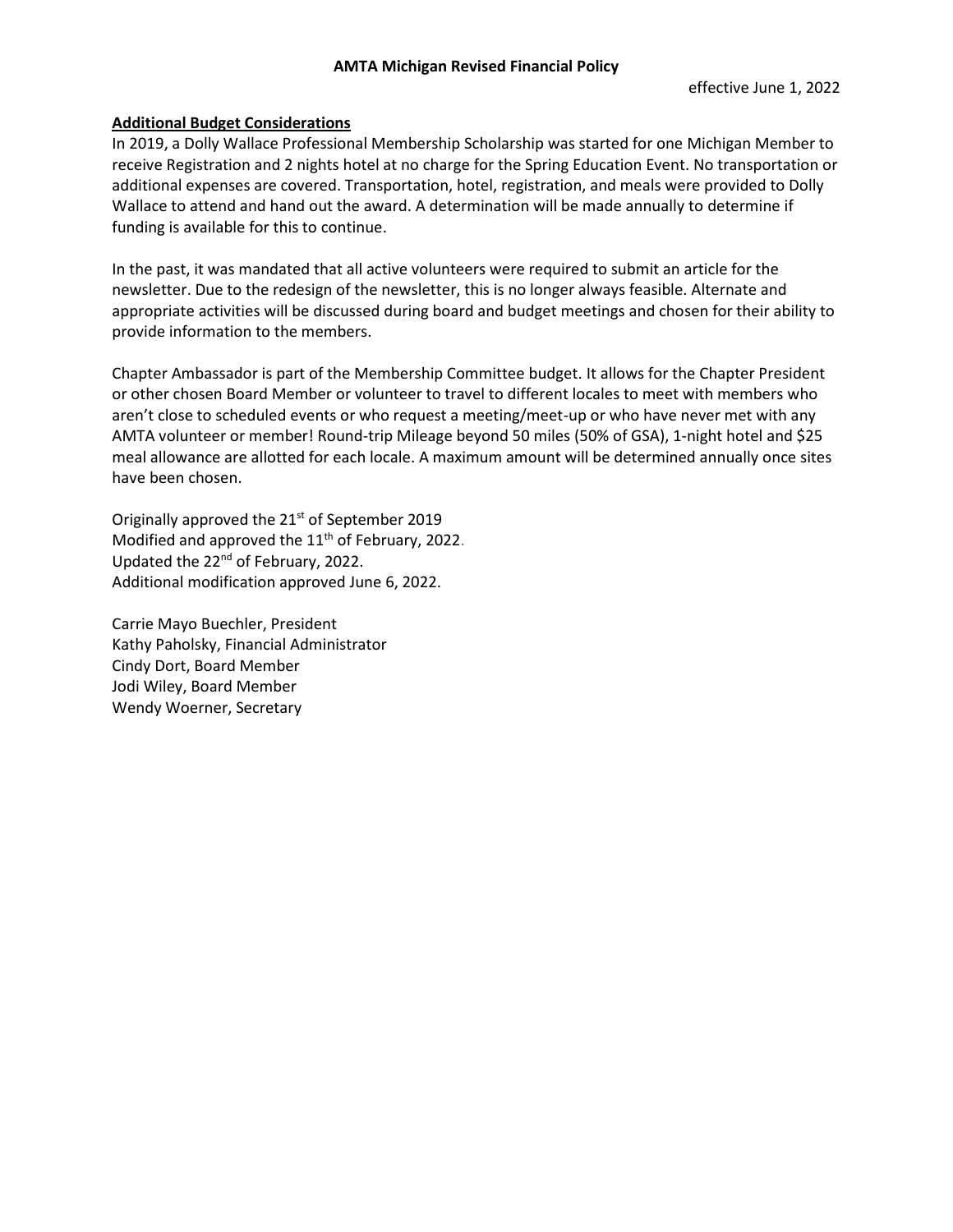**AMTA Michigan Revised Financial Policy**

effective June 1, 2022

**Additional Budget Considerations**

In 2019, a Dolly Wallace Professional Membership Scholarship was started for one Michigan Member to receive Registration and 2 nights hotel at no charge for the Spring Education Event. No transportation or additional expenses are covered. Transportation, hotel, registration, and meals were provided to Dolly Wallace to attend and hand out the award. A determination will be made annually to determine if funding is available for this to continue.

In the past, it was mandated that all active volunteers were required to submit an article for the newsletter. Due to the redesign of the newsletter, this is no longer always feasible. Alternate and appropriate activities will be discussed during board and budget meetings and chosen for their ability to provide information to the members.

Chapter Ambassador is part of the Membership Committee budget. It allows for the Chapter President or other chosen Board Member or volunteer to travel to different locales to meet with members who aren't close to scheduled events or who request a meeting/meet-up or who have never met with any AMTA volunteer or member! Round-trip Mileage beyond 50 miles (50% of GSA), 1-night hotel and $25 meal allowance are allotted for each locale. A maximum amount will be determined annually once sites have been chosen.

Originally approved the 21st of September 2019
Modified and approved the 11th of February, 2022.
Updated the 22nd of February, 2022.
Additional modification approved June 6, 2022.

Carrie Mayo Buechler, President
Kathy Paholsky, Financial Administrator
Cindy Dort, Board Member
Jodi Wiley, Board Member
Wendy Woerner, Secretary